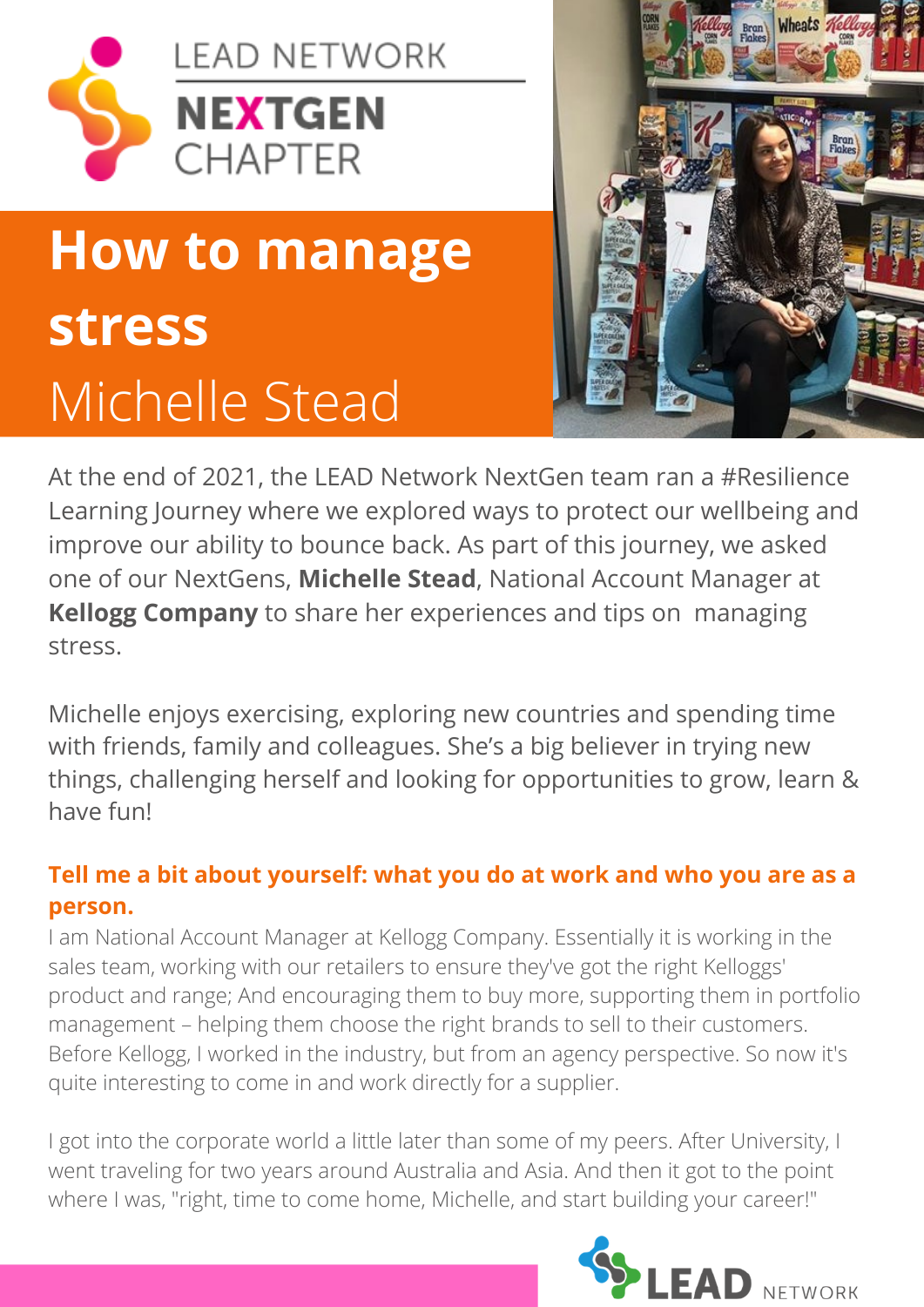LEAD NETWORK

**NEXTGEN** CHAPTER

# How to manage stress

## Michelle Stead

At the end of 2021, the LEAD Network NextGen team ran a #Resilience Learning Journey where we explored ways to protect our wellbeing and improve our ability to bounce back. As part of this journey, we asked one of our NextGens, **Michelle Stead**, National Account Manager at **Kellogg Company** to share her experiences and tips on managing stress.

Michelle enjoys exercising, exploring new countries and spending time with friends, family and colleagues. She's a big believer in trying new things, challenging herself and looking for opportunities to grow, learn & have fun!

### Tell me a bit about yourself: what you do at work and who you are as a person.

I am National Account Manager at Kellogg Company. Essentially it is working in the sales team, working with our retailers to ensure they've got the right Kelloggs' product and range; And encouraging them to buy more, supporting them in portfolio management – helping them choose the right brands to sell to their customers. Before Kellogg, I worked in the industry, but from an agency perspective. So now it's quite interesting to come in and work directly for a supplier.

I got into the corporate world a little later than some of my peers. After University, I went traveling for two years around Australia and Asia. And then it got to the point where I was, "right, time to come home, Michelle, and start building your career!"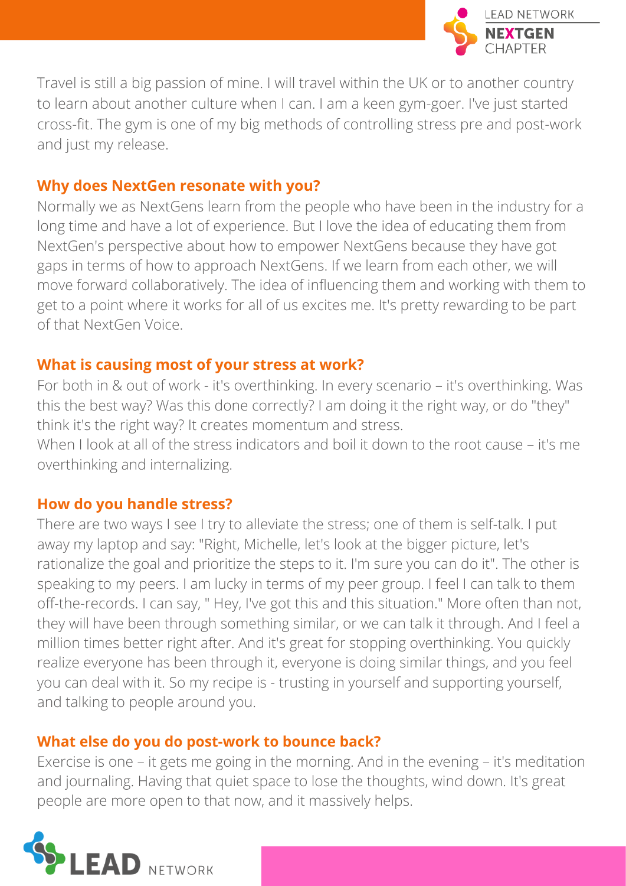Travel is still a big passion of mine. I will travel within the UK or to another country to learn about another culture when I can. I am a keen gym-goer. I've just started cross-fit. The gym is one of my big methods of controlling stress pre and post-work and just my release.

## Why does NextGen resonate with you?

Normally we as NextGens learn from the people who have been in the industry for a long time and have a lot of experience. But I love the idea of educating them from NextGen's perspective about how to empower NextGens because they have got gaps in terms of how to approach NextGens. If we learn from each other, we will move forward collaboratively. The idea of influencing them and working with them to get to a point where it works for all of us excites me. It's pretty rewarding to be part of that NextGen Voice.

## What is causing most of your stress at work?

For both in & out of work - it's overthinking. In every scenario – it's overthinking. Was this the best way? Was this done correctly? I am doing it the right way, or do "they" think it's the right way? It creates momentum and stress.
When I look at all of the stress indicators and boil it down to the root cause – it's me overthinking and internalizing.

## How do you handle stress?

There are two ways I see I try to alleviate the stress; one of them is self-talk. I put away my laptop and say: "Right, Michelle, let's look at the bigger picture, let's rationalize the goal and prioritize the steps to it. I'm sure you can do it". The other is speaking to my peers. I am lucky in terms of my peer group. I feel I can talk to them off-the-records. I can say, " Hey, I've got this and this situation." More often than not, they will have been through something similar, or we can talk it through. And I feel a million times better right after. And it's great for stopping overthinking. You quickly realize everyone has been through it, everyone is doing similar things, and you feel you can deal with it. So my recipe is - trusting in yourself and supporting yourself, and talking to people around you.

## What else do you do post-work to bounce back?

Exercise is one – it gets me going in the morning. And in the evening – it's meditation and journaling. Having that quiet space to lose the thoughts, wind down. It's great people are more open to that now, and it massively helps.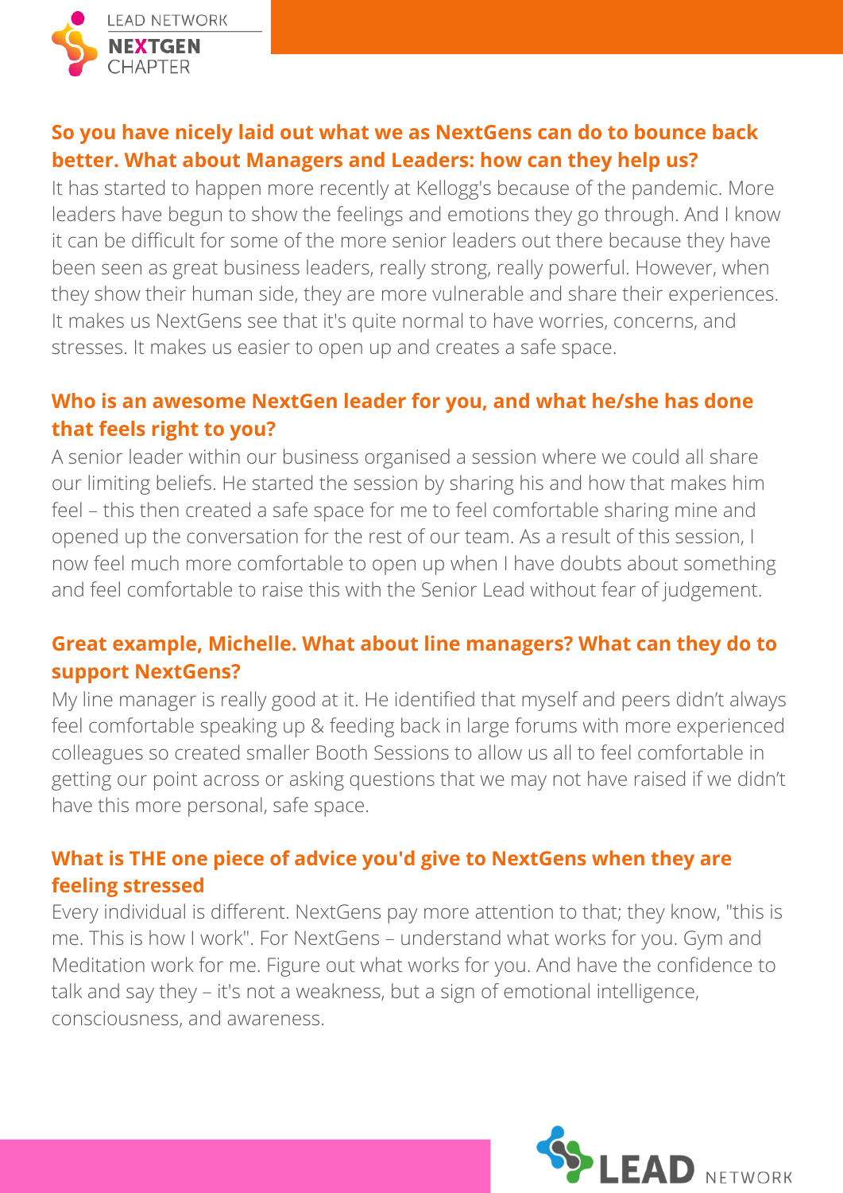### So you have nicely laid out what we as NextGens can do to bounce back better. What about Managers and Leaders: how can they help us?

It has started to happen more recently at Kellogg's because of the pandemic. More leaders have begun to show the feelings and emotions they go through. And I know it can be difficult for some of the more senior leaders out there because they have been seen as great business leaders, really strong, really powerful. However, when they show their human side, they are more vulnerable and share their experiences. It makes us NextGens see that it's quite normal to have worries, concerns, and stresses. It makes us easier to open up and creates a safe space.

### Who is an awesome NextGen leader for you, and what he/she has done that feels right to you?

A senior leader within our business organised a session where we could all share our limiting beliefs. He started the session by sharing his and how that makes him feel – this then created a safe space for me to feel comfortable sharing mine and opened up the conversation for the rest of our team. As a result of this session, I now feel much more comfortable to open up when I have doubts about something and feel comfortable to raise this with the Senior Lead without fear of judgement.

### Great example, Michelle. What about line managers? What can they do to support NextGens?

My line manager is really good at it. He identified that myself and peers didn't always feel comfortable speaking up & feeding back in large forums with more experienced colleagues so created smaller Booth Sessions to allow us all to feel comfortable in getting our point across or asking questions that we may not have raised if we didn't have this more personal, safe space.

### What is THE one piece of advice you'd give to NextGens when they are feeling stressed

Every individual is different. NextGens pay more attention to that; they know, "this is me. This is how I work". For NextGens – understand what works for you. Gym and Meditation work for me. Figure out what works for you. And have the confidence to talk and say they – it's not a weakness, but a sign of emotional intelligence, consciousness, and awareness.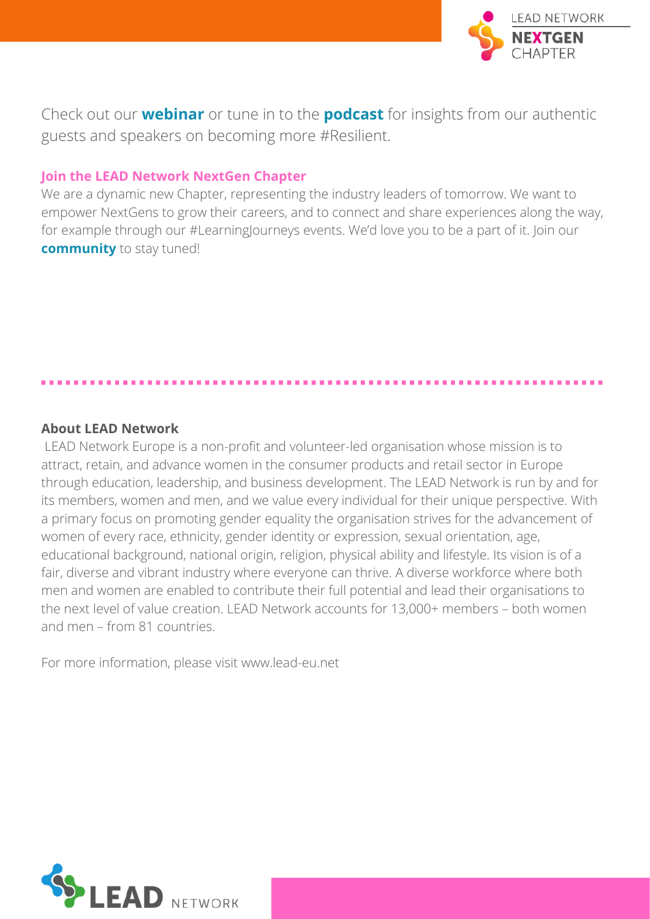Check out our **webinar** or tune in to the **podcast** for insights from our authentic guests and speakers on becoming more #Resilient.

**Join the LEAD Network NextGen Chapter**

We are a dynamic new Chapter, representing the industry leaders of tomorrow. We want to empower NextGens to grow their careers, and to connect and share experiences along the way, for example through our #LearningJourneys events. We'd love you to be a part of it. Join our **community** to stay tuned!

---

**About LEAD Network**

LEAD Network Europe is a non-profit and volunteer-led organisation whose mission is to attract, retain, and advance women in the consumer products and retail sector in Europe through education, leadership, and business development. The LEAD Network is run by and for its members, women and men, and we value every individual for their unique perspective. With a primary focus on promoting gender equality the organisation strives for the advancement of women of every race, ethnicity, gender identity or expression, sexual orientation, age, educational background, national origin, religion, physical ability and lifestyle. Its vision is of a fair, diverse and vibrant industry where everyone can thrive. A diverse workforce where both men and women are enabled to contribute their full potential and lead their organisations to the next level of value creation. LEAD Network accounts for 13,000+ members – both women and men – from 81 countries.

For more information, please visit www.lead-eu.net